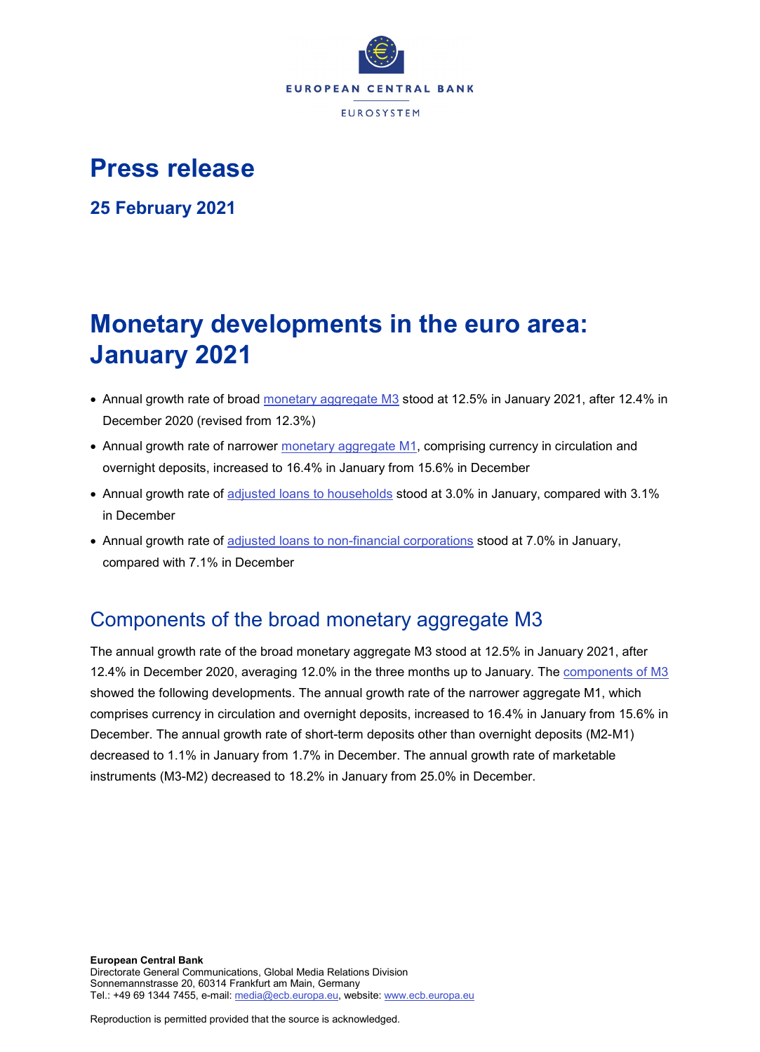EUROPEAN CENTRAL BANK

EUROSYSTEM

# Press release

**25 February 2021**

# Monetary developments in the euro area: January 2021

- Annual growth rate of broad monetary aggregate M3 stood at 12.5% in January 2021, after 12.4% in December 2020 (revised from 12.3%)
- Annual growth rate of narrower monetary aggregate M1, comprising currency in circulation and overnight deposits, increased to 16.4% in January from 15.6% in December
- Annual growth rate of adjusted loans to households stood at 3.0% in January, compared with 3.1% in December
- Annual growth rate of adjusted loans to non-financial corporations stood at 7.0% in January, compared with 7.1% in December

## Components of the broad monetary aggregate M3

The annual growth rate of the broad monetary aggregate M3 stood at 12.5% in January 2021, after 12.4% in December 2020, averaging 12.0% in the three months up to January. The components of M3 showed the following developments. The annual growth rate of the narrower aggregate M1, which comprises currency in circulation and overnight deposits, increased to 16.4% in January from 15.6% in December. The annual growth rate of short-term deposits other than overnight deposits (M2-M1) decreased to 1.1% in January from 1.7% in December. The annual growth rate of marketable instruments (M3-M2) decreased to 18.2% in January from 25.0% in December.

**European Central Bank**
Directorate General Communications, Global Media Relations Division
Sonnemannstrasse 20, 60314 Frankfurt am Main, Germany
Tel.: +49 69 1344 7455, e-mail: media@ecb.europa.eu, website: www.ecb.europa.eu

Reproduction is permitted provided that the source is acknowledged.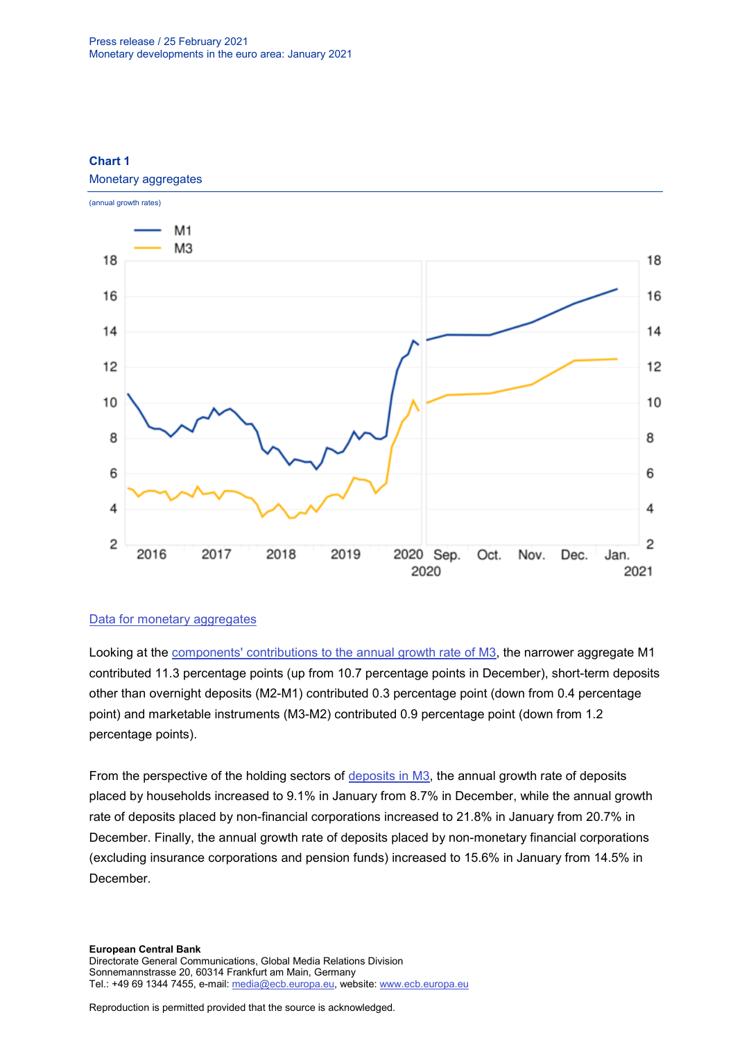**Chart 1**

Monetary aggregates

(annual growth rates)

[Data for monetary aggregates](#)

Looking at the [components' contributions to the annual growth rate of M3](#), the narrower aggregate M1 contributed 11.3 percentage points (up from 10.7 percentage points in December), short-term deposits other than overnight deposits (M2-M1) contributed 0.3 percentage point (down from 0.4 percentage point) and marketable instruments (M3-M2) contributed 0.9 percentage point (down from 1.2 percentage points).

From the perspective of the holding sectors of [deposits in M3](#), the annual growth rate of deposits placed by households increased to 9.1% in January from 8.7% in December, while the annual growth rate of deposits placed by non-financial corporations increased to 21.8% in January from 20.7% in December. Finally, the annual growth rate of deposits placed by non-monetary financial corporations (excluding insurance corporations and pension funds) increased to 15.6% in January from 14.5% in December.

**European Central Bank**
Directorate General Communications, Global Media Relations Division
Sonnemannstrasse 20, 60314 Frankfurt am Main, Germany
Tel.: +49 69 1344 7455, e-mail: media@ecb.europa.eu, website: www.ecb.europa.eu

Reproduction is permitted provided that the source is acknowledged.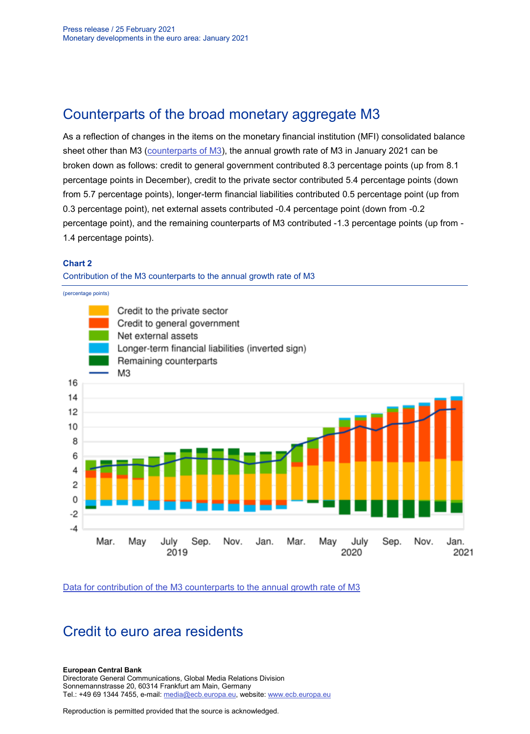## Counterparts of the broad monetary aggregate M3

As a reflection of changes in the items on the monetary financial institution (MFI) consolidated balance sheet other than M3 (counterparts of M3), the annual growth rate of M3 in January 2021 can be broken down as follows: credit to general government contributed 8.3 percentage points (up from 8.1 percentage points in December), credit to the private sector contributed 5.4 percentage points (down from 5.7 percentage points), longer-term financial liabilities contributed 0.5 percentage point (up from 0.3 percentage point), net external assets contributed -0.4 percentage point (down from -0.2 percentage point), and the remaining counterparts of M3 contributed -1.3 percentage points (up from -1.4 percentage points).

**Chart 2**

Contribution of the M3 counterparts to the annual growth rate of M3

(percentage points)

Data for contribution of the M3 counterparts to the annual growth rate of M3

## Credit to euro area residents

**European Central Bank**
Directorate General Communications, Global Media Relations Division
Sonnemannstrasse 20, 60314 Frankfurt am Main, Germany
Tel.: +49 69 1344 7455, e-mail: media@ecb.europa.eu, website: www.ecb.europa.eu

Reproduction is permitted provided that the source is acknowledged.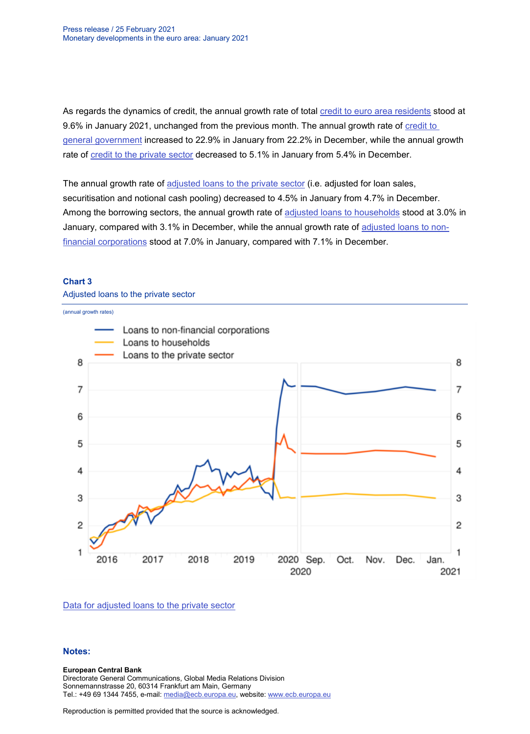As regards the dynamics of credit, the annual growth rate of total credit to euro area residents stood at 9.6% in January 2021, unchanged from the previous month. The annual growth rate of credit to general government increased to 22.9% in January from 22.2% in December, while the annual growth rate of credit to the private sector decreased to 5.1% in January from 5.4% in December.

The annual growth rate of adjusted loans to the private sector (i.e. adjusted for loan sales, securitisation and notional cash pooling) decreased to 4.5% in January from 4.7% in December. Among the borrowing sectors, the annual growth rate of adjusted loans to households stood at 3.0% in January, compared with 3.1% in December, while the annual growth rate of adjusted loans to non-financial corporations stood at 7.0% in January, compared with 7.1% in December.

### Chart 3

Adjusted loans to the private sector

(annual growth rates)

Data for adjusted loans to the private sector

### Notes:

**European Central Bank**
Directorate General Communications, Global Media Relations Division
Sonnemannstrasse 20, 60314 Frankfurt am Main, Germany
Tel.: +49 69 1344 7455, e-mail: media@ecb.europa.eu, website: www.ecb.europa.eu

Reproduction is permitted provided that the source is acknowledged.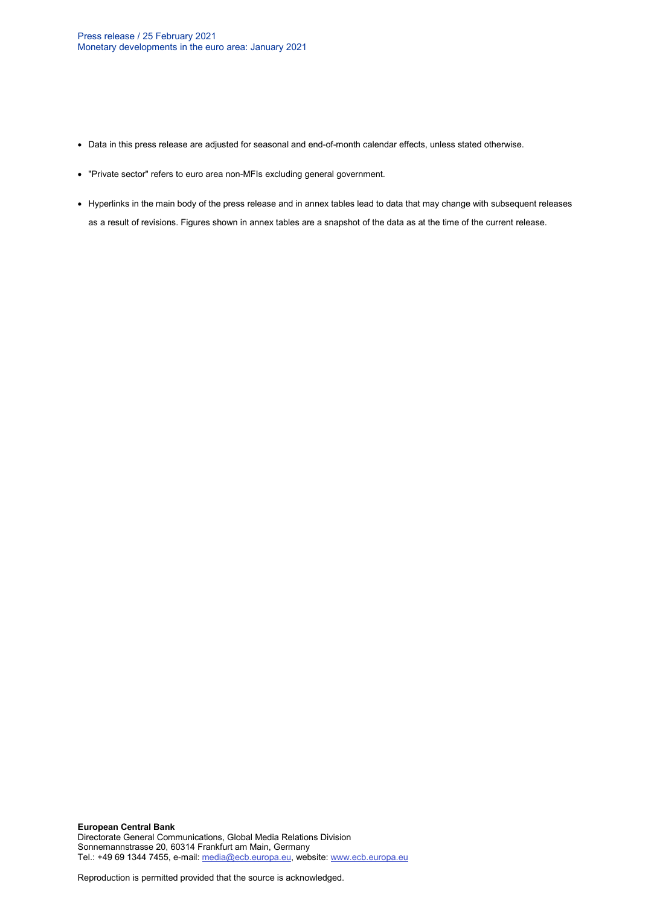- Data in this press release are adjusted for seasonal and end-of-month calendar effects, unless stated otherwise.
- "Private sector" refers to euro area non-MFIs excluding general government.
- Hyperlinks in the main body of the press release and in annex tables lead to data that may change with subsequent releases as a result of revisions. Figures shown in annex tables are a snapshot of the data as at the time of the current release.

**European Central Bank**
Directorate General Communications, Global Media Relations Division
Sonnemannstrasse 20, 60314 Frankfurt am Main, Germany
Tel.: +49 69 1344 7455, e-mail: media@ecb.europa.eu, website: www.ecb.europa.eu

Reproduction is permitted provided that the source is acknowledged.